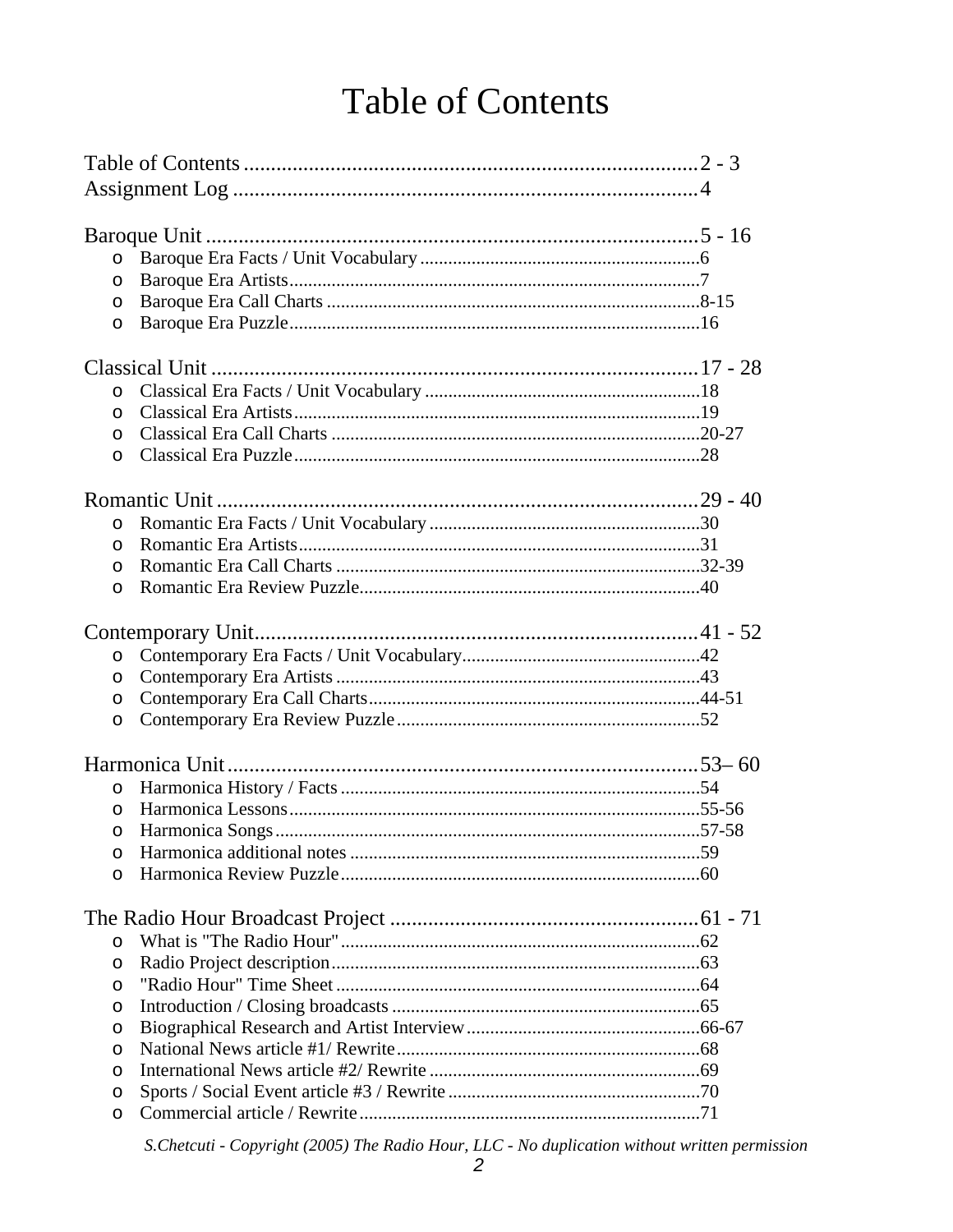# Table of Contents

Table of Contents ........................................................................................2 - 3
Assignment Log ..........................................................................................4

Baroque Unit ................................................................................................5 - 16

- Baroque Era Facts / Unit Vocabulary ...........................................................6
- Baroque Era Artists.......................................................................................7
- Baroque Era Call Charts ...............................................................................8-15
- Baroque Era Puzzle.......................................................................................16

Classical Unit ...............................................................................................17 - 28

- Classical Era Facts / Unit Vocabulary ..........................................................18
- Classical Era Artists......................................................................................19
- Classical Era Call Charts ..............................................................................20-27
- Classical Era Puzzle......................................................................................28

Romantic Unit ...............................................................................................29 - 40

- Romantic Era Facts / Unit Vocabulary .........................................................30
- Romantic Era Artists.....................................................................................31
- Romantic Era Call Charts .............................................................................32-39
- Romantic Era Review Puzzle........................................................................40

Contemporary Unit.......................................................................................41 - 52

- Contemporary Era Facts / Unit Vocabulary..................................................42
- Contemporary Era Artists .............................................................................43
- Contemporary Era Call Charts......................................................................44-51
- Contemporary Era Review Puzzle.................................................................52

Harmonica Unit.............................................................................................53– 60

- Harmonica History / Facts ............................................................................54
- Harmonica Lessons.......................................................................................55-56
- Harmonica Songs..........................................................................................57-58
- Harmonica additional notes ..........................................................................59
- Harmonica Review Puzzle.............................................................................60

The Radio Hour Broadcast Project ...............................................................61 - 71

- What is "The Radio Hour"............................................................................62
- Radio Project description..............................................................................63
- "Radio Hour" Time Sheet .............................................................................64
- Introduction / Closing broadcasts .................................................................65
- Biographical Research and Artist Interview.................................................66-67
- National News article #1/ Rewrite................................................................68
- International News article #2/ Rewrite .........................................................69
- Sports / Social Event article #3 / Rewrite .....................................................70
- Commercial article / Rewrite........................................................................71

*S.Chetcuti - Copyright (2005) The Radio Hour, LLC - No duplication without written permission*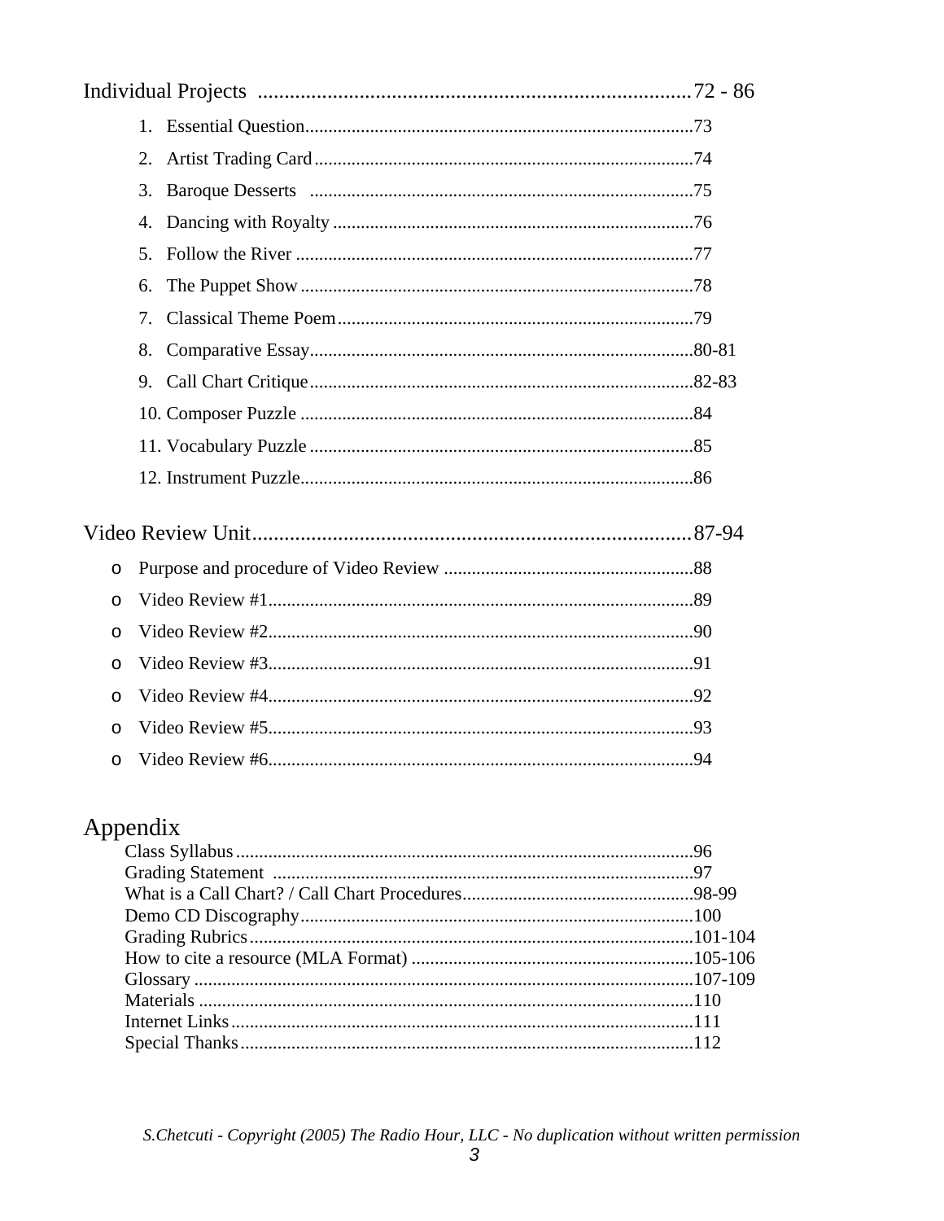## Individual Projects ........................................................................ 72 - 86

1. Essential Question........................................................................73
2. Artist Trading Card........................................................................74
3. Baroque Desserts ........................................................................75
4. Dancing with Royalty........................................................................76
5. Follow the River ........................................................................77
6. The Puppet Show........................................................................78
7. Classical Theme Poem........................................................................79
8. Comparative Essay........................................................................80-81
9. Call Chart Critique........................................................................82-83
10. Composer Puzzle ........................................................................84
11. Vocabulary Puzzle ........................................................................85
12. Instrument Puzzle........................................................................86

## Video Review Unit........................................................................87-94

- Purpose and procedure of Video Review ........................................................................88
- Video Review #1........................................................................89
- Video Review #2........................................................................90
- Video Review #3........................................................................91
- Video Review #4........................................................................92
- Video Review #5........................................................................93
- Video Review #6........................................................................94

## Appendix

Class Syllabus........................................................................96
Grading Statement ........................................................................97
What is a Call Chart? / Call Chart Procedures........................................................................98-99
Demo CD Discography........................................................................100
Grading Rubrics........................................................................101-104
How to cite a resource (MLA Format) ........................................................................105-106
Glossary ........................................................................107-109
Materials ........................................................................110
Internet Links........................................................................111
Special Thanks........................................................................112

*S.Chetcuti - Copyright (2005) The Radio Hour, LLC - No duplication without written permission*